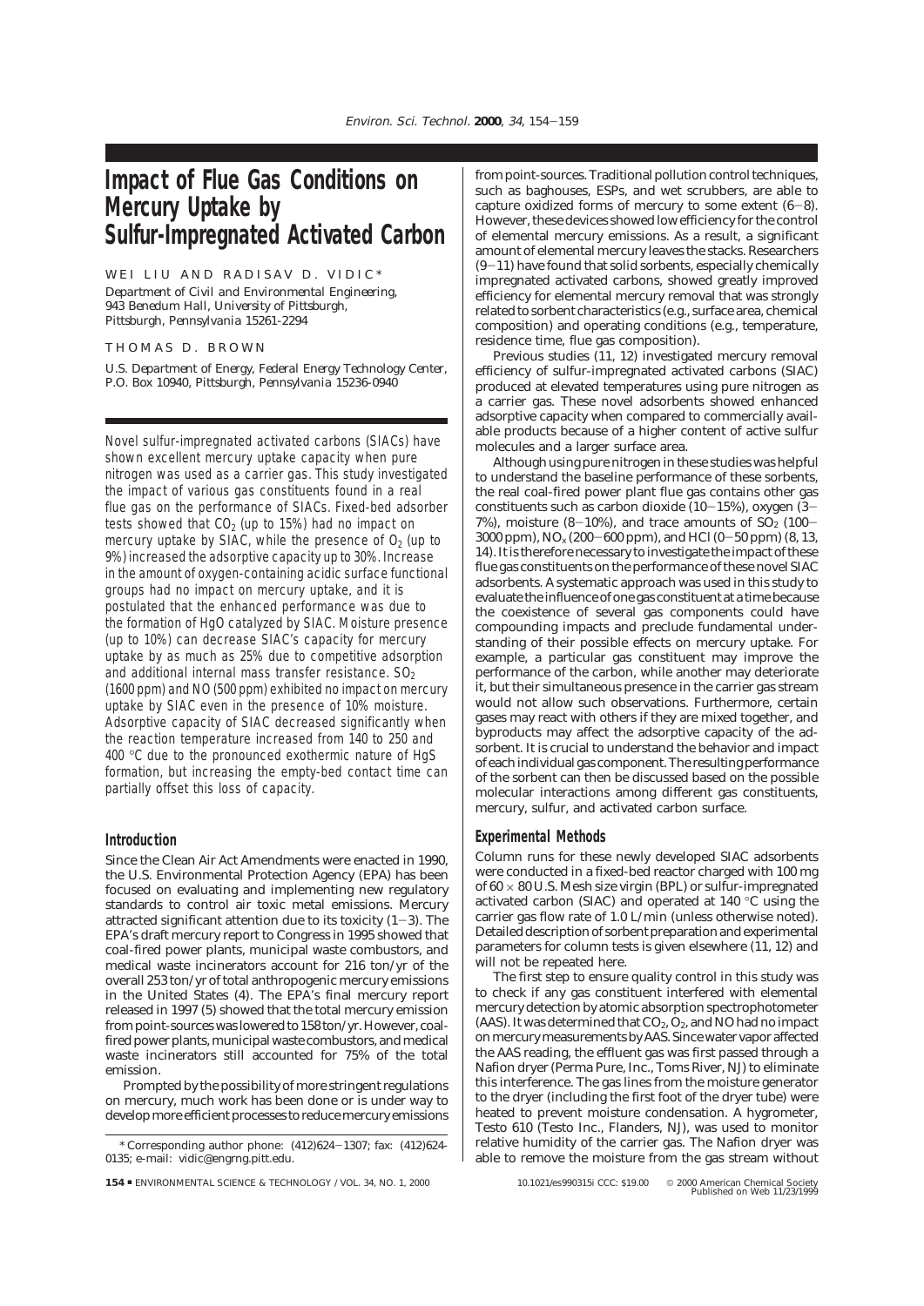# Impact of Flue Gas Conditions on Mercury Uptake by Sulfur-Impregnated Activated Carbon

WEI LIU AND RADISAV D. VIDIC*

*Department of Civil and Environmental Engineering, 943 Benedum Hall, University of Pittsburgh, Pittsburgh, Pennsylvania 15261-2294*

THOMAS D. BROWN

*U.S. Department of Energy, Federal Energy Technology Center, P.O. Box 10940, Pittsburgh, Pennsylvania 15236-0940*

Novel sulfur-impregnated activated carbons (SIACs) have shown excellent mercury uptake capacity when pure nitrogen was used as a carrier gas. This study investigated the impact of various gas constituents found in a real flue gas on the performance of SIACs. Fixed-bed adsorber tests showed that $CO_2$ (up to 15%) had no impact on mercury uptake by SIAC, while the presence of $O_2$ (up to 9%) increased the adsorptive capacity up to 30%. Increase in the amount of oxygen-containing acidic surface functional groups had no impact on mercury uptake, and it is postulated that the enhanced performance was due to the formation of HgO catalyzed by SIAC. Moisture presence (up to 10%) can decrease SIAC's capacity for mercury uptake by as much as 25% due to competitive adsorption and additional internal mass transfer resistance. $SO_2$ (1600 ppm) and NO (500 ppm) exhibited no impact on mercury uptake by SIAC even in the presence of 10% moisture. Adsorptive capacity of SIAC decreased significantly when the reaction temperature increased from 140 to 250 and 400 °C due to the pronounced exothermic nature of HgS formation, but increasing the empty-bed contact time can partially offset this loss of capacity.

## Introduction

Since the Clean Air Act Amendments were enacted in 1990, the U.S. Environmental Protection Agency (EPA) has been focused on evaluating and implementing new regulatory standards to control air toxic metal emissions. Mercury attracted significant attention due to its toxicity (1−3). The EPA's draft mercury report to Congress in 1995 showed that coal-fired power plants, municipal waste combustors, and medical waste incinerators account for 216 ton/yr of the overall 253 ton/yr of total anthropogenic mercury emissions in the United States (4). The EPA's final mercury report released in 1997 (5) showed that the total mercury emission from point-sources was lowered to 158 ton/yr. However, coal-fired power plants, municipal waste combustors, and medical waste incinerators still accounted for 75% of the total emission.

Prompted by the possibility of more stringent regulations on mercury, much work has been done or is under way to develop more efficient processes to reduce mercury emissions from point-sources. Traditional pollution control techniques, such as baghouses, ESPs, and wet scrubbers, are able to capture oxidized forms of mercury to some extent (6−8). However, these devices showed low efficiency for the control of elemental mercury emissions. As a result, a significant amount of elemental mercury leaves the stacks. Researchers (9−11) have found that solid sorbents, especially chemically impregnated activated carbons, showed greatly improved efficiency for elemental mercury removal that was strongly related to sorbent characteristics (e.g., surface area, chemical composition) and operating conditions (e.g., temperature, residence time, flue gas composition).

Previous studies (11, 12) investigated mercury removal efficiency of sulfur-impregnated activated carbons (SIAC) produced at elevated temperatures using pure nitrogen as a carrier gas. These novel adsorbents showed enhanced adsorptive capacity when compared to commercially available products because of a higher content of active sulfur molecules and a larger surface area.

Although using pure nitrogen in these studies was helpful to understand the baseline performance of these sorbents, the real coal-fired power plant flue gas contains other gas constituents such as carbon dioxide (10−15%), oxygen (3−7%), moisture (8−10%), and trace amounts of $SO_2$ (100−3000 ppm), $NO_x$ (200−600 ppm), and HCl (0−50 ppm) (8, 13, 14). It is therefore necessary to investigate the impact of these flue gas constituents on the performance of these novel SIAC adsorbents. A systematic approach was used in this study to evaluate the influence of one gas constituent at a time because the coexistence of several gas components could have compounding impacts and preclude fundamental understanding of their possible effects on mercury uptake. For example, a particular gas constituent may improve the performance of the carbon, while another may deteriorate it, but their simultaneous presence in the carrier gas stream would not allow such observations. Furthermore, certain gases may react with others if they are mixed together, and byproducts may affect the adsorptive capacity of the adsorbent. It is crucial to understand the behavior and impact of each individual gas component. The resulting performance of the sorbent can then be discussed based on the possible molecular interactions among different gas constituents, mercury, sulfur, and activated carbon surface.

## Experimental Methods

Column runs for these newly developed SIAC adsorbents were conducted in a fixed-bed reactor charged with 100 mg of 60 × 80 U.S. Mesh size virgin (BPL) or sulfur-impregnated activated carbon (SIAC) and operated at 140 °C using the carrier gas flow rate of 1.0 L/min (unless otherwise noted). Detailed description of sorbent preparation and experimental parameters for column tests is given elsewhere (11, 12) and will not be repeated here.

The first step to ensure quality control in this study was to check if any gas constituent interfered with elemental mercury detection by atomic absorption spectrophotometer (AAS). It was determined that $CO_2$, $O_2$, and NO had no impact on mercury measurements by AAS. Since water vapor affected the AAS reading, the effluent gas was first passed through a Nafion dryer (Perma Pure, Inc., Toms River, NJ) to eliminate this interference. The gas lines from the moisture generator to the dryer (including the first foot of the dryer tube) were heated to prevent moisture condensation. A hygrometer, Testo 610 (Testo Inc., Flanders, NJ), was used to monitor relative humidity of the carrier gas. The Nafion dryer was able to remove the moisture from the gas stream without

\* Corresponding author phone: (412)624−1307; fax: (412)624-0135; e-mail: vidic@engrng.pitt.edu.

10.1021/es990315i CCC: $19.00 © 2000 American Chemical Society Published on Web 11/23/1999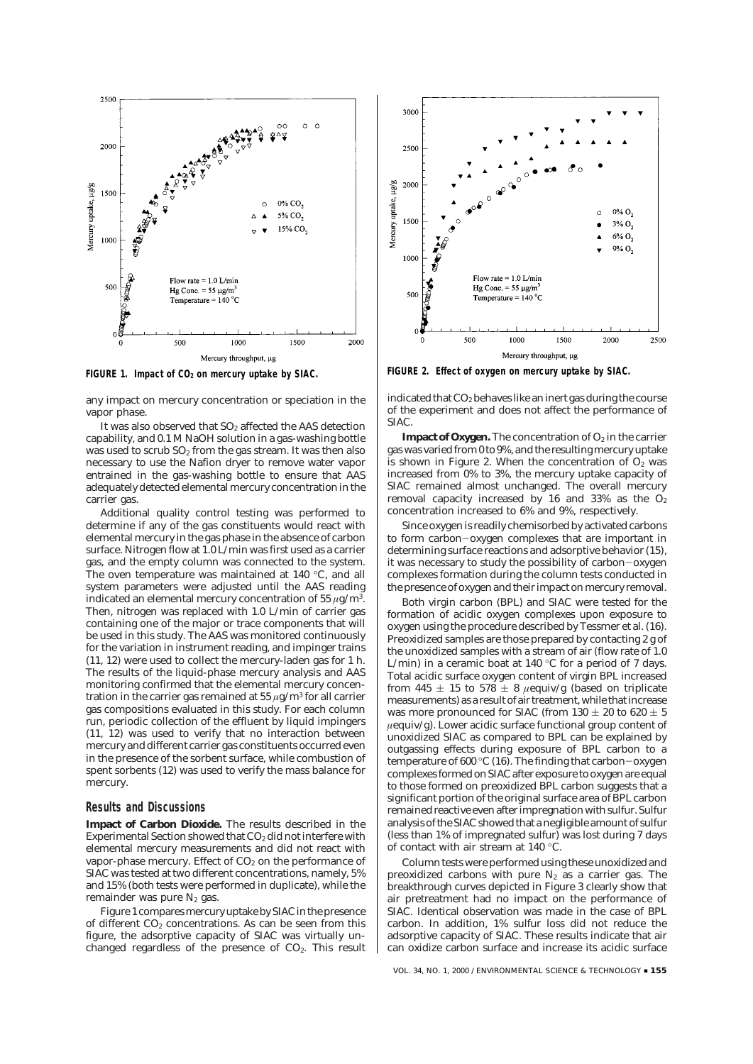FIGURE 1. Impact of $CO_2$ on mercury uptake by SIAC.

FIGURE 2. Effect of oxygen on mercury uptake by SIAC.

any impact on mercury concentration or speciation in the vapor phase.

It was also observed that $SO_2$ affected the AAS detection capability, and 0.1 M NaOH solution in a gas-washing bottle was used to scrub $SO_2$ from the gas stream. It was then also necessary to use the Nafion dryer to remove water vapor entrained in the gas-washing bottle to ensure that AAS adequately detected elemental mercury concentration in the carrier gas.

Additional quality control testing was performed to determine if any of the gas constituents would react with elemental mercury in the gas phase in the absence of carbon surface. Nitrogen flow at 1.0 L/min was first used as a carrier gas, and the empty column was connected to the system. The oven temperature was maintained at 140 °C, and all system parameters were adjusted until the AAS reading indicated an elemental mercury concentration of 55 $\mu g/m^3$. Then, nitrogen was replaced with 1.0 L/min of carrier gas containing one of the major or trace components that will be used in this study. The AAS was monitored continuously for the variation in instrument reading, and impinger trains (11, 12) were used to collect the mercury-laden gas for 1 h. The results of the liquid-phase mercury analysis and AAS monitoring confirmed that the elemental mercury concentration in the carrier gas remained at 55 $\mu g/m^3$ for all carrier gas compositions evaluated in this study. For each column run, periodic collection of the effluent by liquid impingers (11, 12) was used to verify that no interaction between mercury and different carrier gas constituents occurred even in the presence of the sorbent surface, while combustion of spent sorbents (12) was used to verify the mass balance for mercury.

## Results and Discussions

**Impact of Carbon Dioxide.** The results described in the Experimental Section showed that $CO_2$ did not interfere with elemental mercury measurements and did not react with vapor-phase mercury. Effect of $CO_2$ on the performance of SIAC was tested at two different concentrations, namely, 5% and 15% (both tests were performed in duplicate), while the remainder was pure $N_2$ gas.

Figure 1 compares mercury uptake by SIAC in the presence of different $CO_2$ concentrations. As can be seen from this figure, the adsorptive capacity of SIAC was virtually unchanged regardless of the presence of $CO_2$. This result indicated that $CO_2$ behaves like an inert gas during the course of the experiment and does not affect the performance of SIAC.

**Impact of Oxygen.** The concentration of $O_2$ in the carrier gas was varied from 0 to 9%, and the resulting mercury uptake is shown in Figure 2. When the concentration of $O_2$ was increased from 0% to 3%, the mercury uptake capacity of SIAC remained almost unchanged. The overall mercury removal capacity increased by 16 and 33% as the $O_2$ concentration increased to 6% and 9%, respectively.

Since oxygen is readily chemisorbed by activated carbons to form carbon−oxygen complexes that are important in determining surface reactions and adsorptive behavior (15), it was necessary to study the possibility of carbon−oxygen complexes formation during the column tests conducted in the presence of oxygen and their impact on mercury removal.

Both virgin carbon (BPL) and SIAC were tested for the formation of acidic oxygen complexes upon exposure to oxygen using the procedure described by Tessmer et al. (16). Preoxidized samples are those prepared by contacting 2 g of the unoxidized samples with a stream of air (flow rate of 1.0 L/min) in a ceramic boat at 140 °C for a period of 7 days. Total acidic surface oxygen content of virgin BPL increased from 445 ± 15 to 578 ± 8 $\mu$equiv/g (based on triplicate measurements) as a result of air treatment, while that increase was more pronounced for SIAC (from 130 ± 20 to 620 ± 5 $\mu$equiv/g). Lower acidic surface functional group content of unoxidized SIAC as compared to BPL can be explained by outgassing effects during exposure of BPL carbon to a temperature of 600 °C (16). The finding that carbon−oxygen complexes formed on SIAC after exposure to oxygen are equal to those formed on preoxidized BPL carbon suggests that a significant portion of the original surface area of BPL carbon remained reactive even after impregnation with sulfur. Sulfur analysis of the SIAC showed that a negligible amount of sulfur (less than 1% of impregnated sulfur) was lost during 7 days of contact with air stream at 140 °C.

Column tests were performed using these unoxidized and preoxidized carbons with pure $N_2$ as a carrier gas. The breakthrough curves depicted in Figure 3 clearly show that air pretreatment had no impact on the performance of SIAC. Identical observation was made in the case of BPL carbon. In addition, 1% sulfur loss did not reduce the adsorptive capacity of SIAC. These results indicate that air can oxidize carbon surface and increase its acidic surface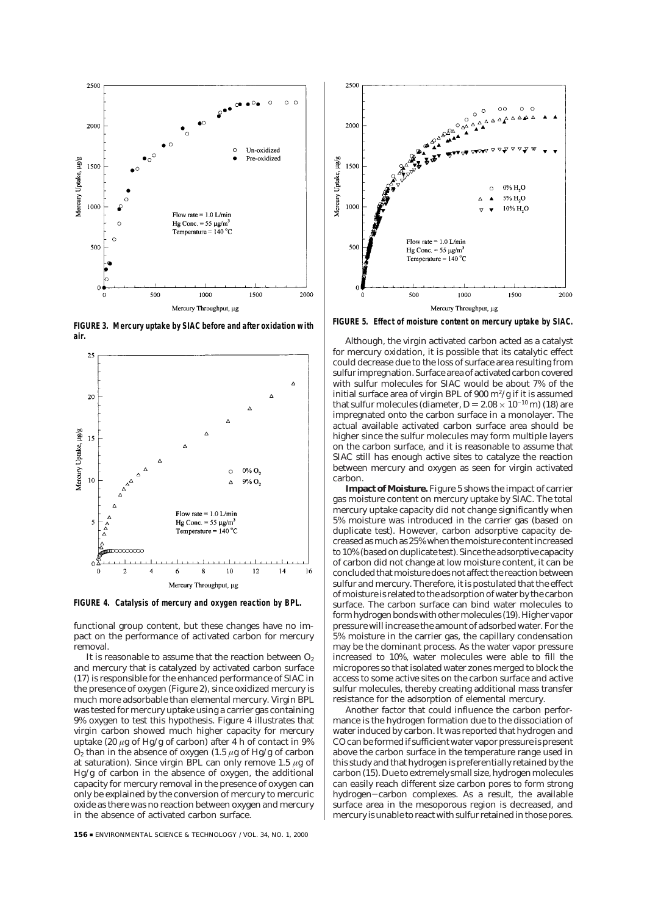**FIGURE 3. Mercury uptake by SIAC before and after oxidation with air.**

**FIGURE 4. Catalysis of mercury and oxygen reaction by BPL.**

functional group content, but these changes have no impact on the performance of activated carbon for mercury removal.

It is reasonable to assume that the reaction between $O_2$ and mercury that is catalyzed by activated carbon surface (17) is responsible for the enhanced performance of SIAC in the presence of oxygen (Figure 2), since oxidized mercury is much more adsorbable than elemental mercury. Virgin BPL was tested for mercury uptake using a carrier gas containing 9% oxygen to test this hypothesis. Figure 4 illustrates that virgin carbon showed much higher capacity for mercury uptake (20 $\mu$g of Hg/g of carbon) after 4 h of contact in 9% $O_2$ than in the absence of oxygen (1.5 $\mu$g of Hg/g of carbon at saturation). Since virgin BPL can only remove 1.5 $\mu$g of Hg/g of carbon in the absence of oxygen, the additional capacity for mercury removal in the presence of oxygen can only be explained by the conversion of mercury to mercuric oxide as there was no reaction between oxygen and mercury in the absence of activated carbon surface.

**FIGURE 5. Effect of moisture content on mercury uptake by SIAC.**

Although, the virgin activated carbon acted as a catalyst for mercury oxidation, it is possible that its catalytic effect could decrease due to the loss of surface area resulting from sulfur impregnation. Surface area of activated carbon covered with sulfur molecules for SIAC would be about 7% of the initial surface area of virgin BPL of 900 $m^2/g$ if it is assumed that sulfur molecules (diameter, $D = 2.08 \times 10^{-10}$ m) (18) are impregnated onto the carbon surface in a monolayer. The actual available activated carbon surface area should be higher since the sulfur molecules may form multiple layers on the carbon surface, and it is reasonable to assume that SIAC still has enough active sites to catalyze the reaction between mercury and oxygen as seen for virgin activated carbon.

**Impact of Moisture.** Figure 5 shows the impact of carrier gas moisture content on mercury uptake by SIAC. The total mercury uptake capacity did not change significantly when 5% moisture was introduced in the carrier gas (based on duplicate test). However, carbon adsorptive capacity decreased as much as 25% when the moisture content increased to 10% (based on duplicate test). Since the adsorptive capacity of carbon did not change at low moisture content, it can be concluded that moisture does not affect the reaction between sulfur and mercury. Therefore, it is postulated that the effect of moisture is related to the adsorption of water by the carbon surface. The carbon surface can bind water molecules to form hydrogen bonds with other molecules (19). Higher vapor pressure will increase the amount of adsorbed water. For the 5% moisture in the carrier gas, the capillary condensation may be the dominant process. As the water vapor pressure increased to 10%, water molecules were able to fill the micropores so that isolated water zones merged to block the access to some active sites on the carbon surface and active sulfur molecules, thereby creating additional mass transfer resistance for the adsorption of elemental mercury.

Another factor that could influence the carbon performance is the hydrogen formation due to the dissociation of water induced by carbon. It was reported that hydrogen and CO can be formed if sufficient water vapor pressure is present above the carbon surface in the temperature range used in this study and that hydrogen is preferentially retained by the carbon (15). Due to extremely small size, hydrogen molecules can easily reach different size carbon pores to form strong hydrogen−carbon complexes. As a result, the available surface area in the mesoporous region is decreased, and mercury is unable to react with sulfur retained in those pores.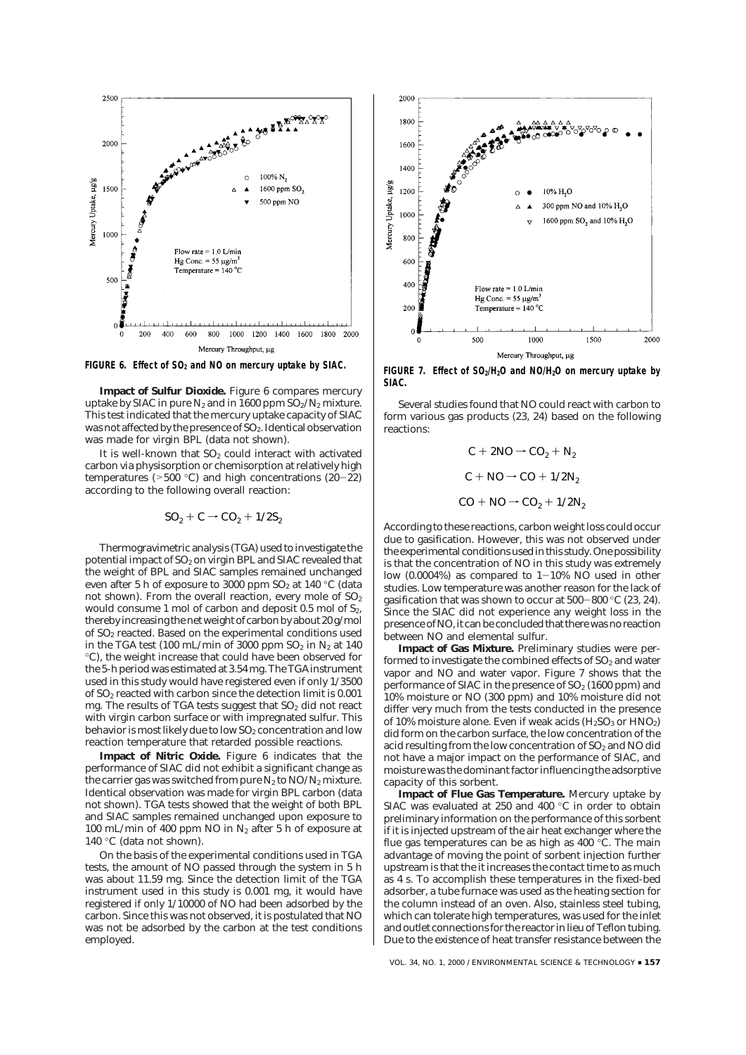FIGURE 6. Effect of $SO_2$ and NO on mercury uptake by SIAC.

FIGURE 7. Effect of $SO_2/H_2O$ and $NO/H_2O$ on mercury uptake by SIAC.

**Impact of Sulfur Dioxide.** Figure 6 compares mercury uptake by SIAC in pure $N_2$ and in 1600 ppm $SO_2/N_2$ mixture. This test indicated that the mercury uptake capacity of SIAC was not affected by the presence of $SO_2$. Identical observation was made for virgin BPL (data not shown).

It is well-known that $SO_2$ could interact with activated carbon via physisorption or chemisorption at relatively high temperatures (>500 °C) and high concentrations (20−22) according to the following overall reaction:

$$SO_2 + C \rightarrow CO_2 + 1/2S_2$$

Thermogravimetric analysis (TGA) used to investigate the potential impact of $SO_2$ on virgin BPL and SIAC revealed that the weight of BPL and SIAC samples remained unchanged even after 5 h of exposure to 3000 ppm $SO_2$ at 140 °C (data not shown). From the overall reaction, every mole of $SO_2$ would consume 1 mol of carbon and deposit 0.5 mol of $S_2$, thereby increasing the net weight of carbon by about 20 g/mol of $SO_2$ reacted. Based on the experimental conditions used in the TGA test (100 mL/min of 3000 ppm $SO_2$ in $N_2$ at 140 °C), the weight increase that could have been observed for the 5-h period was estimated at 3.54 mg. The TGA instrument used in this study would have registered even if only 1/3500 of $SO_2$ reacted with carbon since the detection limit is 0.001 mg. The results of TGA tests suggest that $SO_2$ did not react with virgin carbon surface or with impregnated sulfur. This behavior is most likely due to low $SO_2$ concentration and low reaction temperature that retarded possible reactions.

**Impact of Nitric Oxide.** Figure 6 indicates that the performance of SIAC did not exhibit a significant change as the carrier gas was switched from pure $N_2$ to $NO/N_2$ mixture. Identical observation was made for virgin BPL carbon (data not shown). TGA tests showed that the weight of both BPL and SIAC samples remained unchanged upon exposure to 100 mL/min of 400 ppm NO in $N_2$ after 5 h of exposure at 140 °C (data not shown).

On the basis of the experimental conditions used in TGA tests, the amount of NO passed through the system in 5 h was about 11.59 mg. Since the detection limit of the TGA instrument used in this study is 0.001 mg, it would have registered if only 1/10000 of NO had been adsorbed by the carbon. Since this was not observed, it is postulated that NO was not be adsorbed by the carbon at the test conditions employed.

Several studies found that NO could react with carbon to form various gas products (23, 24) based on the following reactions:

$$C + 2NO \rightarrow CO_2 + N_2$$

$$C + NO \rightarrow CO + 1/2N_2$$

$$CO + NO \rightarrow CO_2 + 1/2N_2$$

According to these reactions, carbon weight loss could occur due to gasification. However, this was not observed under the experimental conditions used in this study. One possibility is that the concentration of NO in this study was extremely low (0.0004%) as compared to 1−10% NO used in other studies. Low temperature was another reason for the lack of gasification that was shown to occur at 500−800 °C (23, 24). Since the SIAC did not experience any weight loss in the presence of NO, it can be concluded that there was no reaction between NO and elemental sulfur.

**Impact of Gas Mixture.** Preliminary studies were performed to investigate the combined effects of $SO_2$ and water vapor and NO and water vapor. Figure 7 shows that the performance of SIAC in the presence of $SO_2$ (1600 ppm) and 10% moisture or NO (300 ppm) and 10% moisture did not differ very much from the tests conducted in the presence of 10% moisture alone. Even if weak acids ($H_2SO_3$ or $HNO_2$) did form on the carbon surface, the low concentration of the acid resulting from the low concentration of $SO_2$ and NO did not have a major impact on the performance of SIAC, and moisture was the dominant factor influencing the adsorptive capacity of this sorbent.

**Impact of Flue Gas Temperature.** Mercury uptake by SIAC was evaluated at 250 and 400 °C in order to obtain preliminary information on the performance of this sorbent if it is injected upstream of the air heat exchanger where the flue gas temperatures can be as high as 400 °C. The main advantage of moving the point of sorbent injection further upstream is that the it increases the contact time to as much as 4 s. To accomplish these temperatures in the fixed-bed adsorber, a tube furnace was used as the heating section for the column instead of an oven. Also, stainless steel tubing, which can tolerate high temperatures, was used for the inlet and outlet connections for the reactor in lieu of Teflon tubing. Due to the existence of heat transfer resistance between the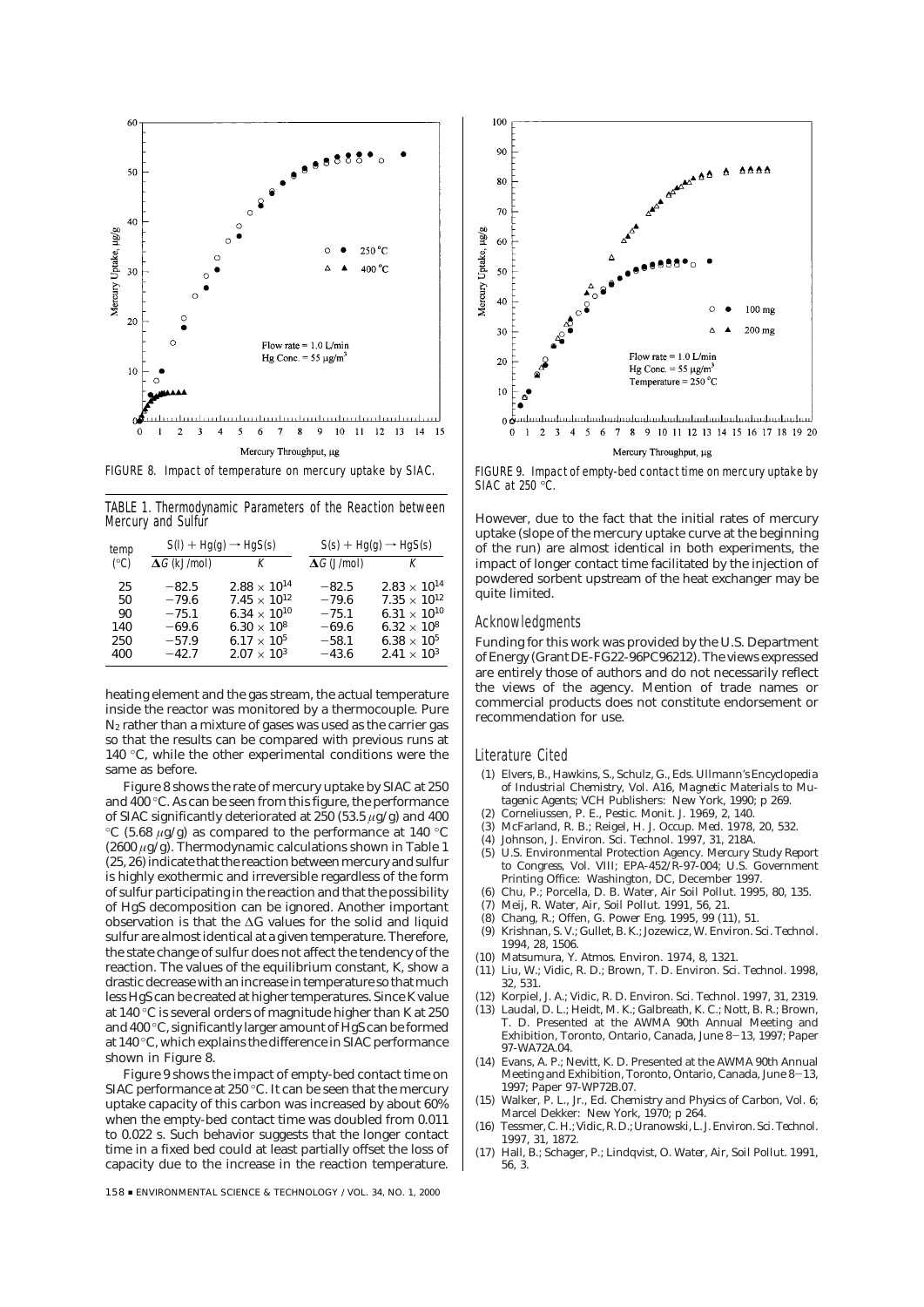FIGURE 8. Impact of temperature on mercury uptake by SIAC.

TABLE 1. Thermodynamic Parameters of the Reaction between Mercury and Sulfur

| temp (°C) | $S(l) + Hg(g) \rightarrow HgS(s)$ | | $S(s) + Hg(g) \rightarrow HgS(s)$ | |
|---|---|---|---|---|
| | $\Delta G$ (kJ/mol) | $K$ | $\Delta G$ (J/mol) | $K$ |
| 25 | −82.5 | $2.88 \times 10^{14}$ | −82.5 | $2.83 \times 10^{14}$ |
| 50 | −79.6 | $7.45 \times 10^{12}$ | −79.6 | $7.35 \times 10^{12}$ |
| 90 | −75.1 | $6.34 \times 10^{10}$ | −75.1 | $6.31 \times 10^{10}$ |
| 140 | −69.6 | $6.30 \times 10^{8}$ | −69.6 | $6.32 \times 10^{8}$ |
| 250 | −57.9 | $6.17 \times 10^{5}$ | −58.1 | $6.38 \times 10^{5}$ |
| 400 | −42.7 | $2.07 \times 10^{3}$ | −43.6 | $2.41 \times 10^{3}$ |

heating element and the gas stream, the actual temperature inside the reactor was monitored by a thermocouple. Pure $N_2$ rather than a mixture of gases was used as the carrier gas so that the results can be compared with previous runs at 140 °C, while the other experimental conditions were the same as before.

Figure 8 shows the rate of mercury uptake by SIAC at 250 and 400 °C. As can be seen from this figure, the performance of SIAC significantly deteriorated at 250 (53.5 $\mu$g/g) and 400 °C (5.68 $\mu$g/g) as compared to the performance at 140 °C (2600 $\mu$g/g). Thermodynamic calculations shown in Table 1 (25, 26) indicate that the reaction between mercury and sulfur is highly exothermic and irreversible regardless of the form of sulfur participating in the reaction and that the possibility of HgS decomposition can be ignored. Another important observation is that the $\Delta G$ values for the solid and liquid sulfur are almost identical at a given temperature. Therefore, the state change of sulfur does not affect the tendency of the reaction. The values of the equilibrium constant, K, show a drastic decrease with an increase in temperature so that much less HgS can be created at higher temperatures. Since K value at 140 °C is several orders of magnitude higher than K at 250 and 400 °C, significantly larger amount of HgS can be formed at 140 °C, which explains the difference in SIAC performance shown in Figure 8.

Figure 9 shows the impact of empty-bed contact time on SIAC performance at 250 °C. It can be seen that the mercury uptake capacity of this carbon was increased by about 60% when the empty-bed contact time was doubled from 0.011 to 0.022 s. Such behavior suggests that the longer contact time in a fixed bed could at least partially offset the loss of capacity due to the increase in the reaction temperature.

FIGURE 9. Impact of empty-bed contact time on mercury uptake by SIAC at 250 °C.

However, due to the fact that the initial rates of mercury uptake (slope of the mercury uptake curve at the beginning of the run) are almost identical in both experiments, the impact of longer contact time facilitated by the injection of powdered sorbent upstream of the heat exchanger may be quite limited.

## Acknowledgments

Funding for this work was provided by the U.S. Department of Energy (Grant DE-FG22-96PC96212). The views expressed are entirely those of authors and do not necessarily reflect the views of the agency. Mention of trade names or commercial products does not constitute endorsement or recommendation for use.

## Literature Cited

(1) Elvers, B., Hawkins, S., Schulz, G., Eds. *Ullmann's Encyclopedia of Industrial Chemistry, Vol. A16, Magnetic Materials to Mutagenic Agents*; VCH Publishers: New York, 1990; p 269.
(2) Corneliussen, P. E., *Pestic. Monit. J.* 1969, *2*, 140.
(3) McFarland, R. B.; Reigel, H. J. *Occup. Med.* 1978, *20*, 532.
(4) Johnson, J. *Environ. Sci. Technol.* 1997, *31*, 218A.
(5) U.S. Environmental Protection Agency. *Mercury Study Report to Congress, Vol. VIII*; EPA-452/R-97-004; U.S. Government Printing Office: Washington, DC, December 1997.
(6) Chu, P.; Porcella, D. B. *Water, Air Soil Pollut.* 1995, *80*, 135.
(7) Meij, R. *Water, Air, Soil Pollut.* 1991, *56*, 21.
(8) Chang, R.; Offen, G. *Power Eng.* 1995, *99* (11), 51.
(9) Krishnan, S. V.; Gullet, B. K.; Jozewicz, W. *Environ. Sci. Technol.* 1994, *28*, 1506.
(10) Matsumura, Y. *Atmos. Environ.* 1974, *8*, 1321.
(11) Liu, W.; Vidic, R. D.; Brown, T. D. *Environ. Sci. Technol.* 1998, *32*, 531.
(12) Korpiel, J. A.; Vidic, R. D. *Environ. Sci. Technol.* 1997, *31*, 2319.
(13) Laudal, D. L.; Heidt, M. K.; Galbreath, K. C.; Nott, B. R.; Brown, T. D. Presented at the AWMA 90th Annual Meeting and Exhibition, Toronto, Ontario, Canada, June 8−13, 1997; Paper 97-WA72A.04.
(14) Evans, A. P.; Nevitt, K. D. Presented at the AWMA 90th Annual Meeting and Exhibition, Toronto, Ontario, Canada, June 8−13, 1997; Paper 97-WP72B.07.
(15) Walker, P. L., Jr., Ed. *Chemistry and Physics of Carbon, Vol. 6*; Marcel Dekker: New York, 1970; p 264.
(16) Tessmer, C. H.; Vidic, R. D.; Uranowski, L. J. *Environ. Sci. Technol.* 1997, *31*, 1872.
(17) Hall, B.; Schager, P.; Lindqvist, O. *Water, Air, Soil Pollut.* 1991, *56*, 3.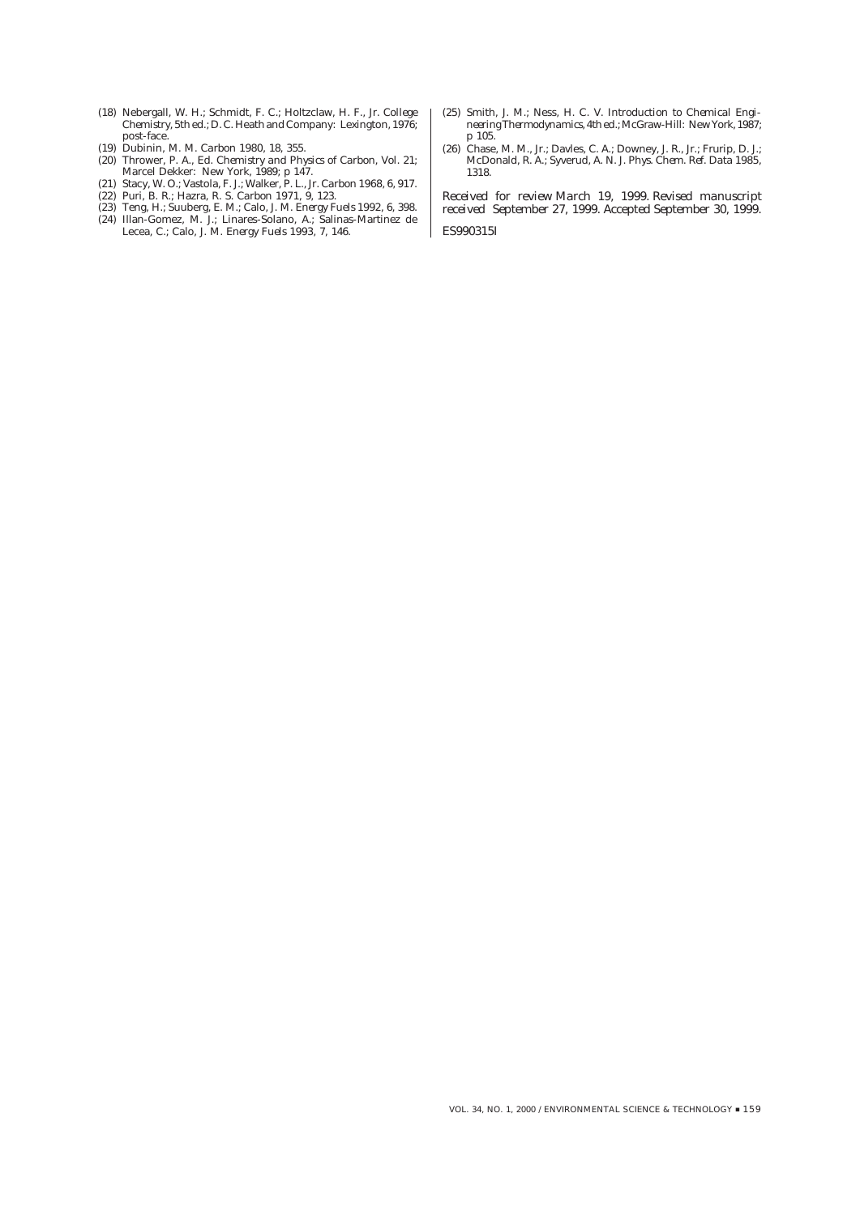(18) Nebergall, W. H.; Schmidt, F. C.; Holtzclaw, H. F., Jr. *College Chemistry*, 5th ed.; D. C. Heath and Company: Lexington, 1976; post-face.

(19) Dubinin, M. M. *Carbon* 1980, *18*, 355.

(20) Thrower, P. A., Ed. *Chemistry and Physics of Carbon*, Vol. 21; Marcel Dekker: New York, 1989; p 147.

(21) Stacy, W. O.; Vastola, F. J.; Walker, P. L., Jr. *Carbon* 1968, *6*, 917.

(22) Puri, B. R.; Hazra, R. S. *Carbon* 1971, *9*, 123.

(23) Teng, H.; Suuberg, E. M.; Calo, J. M. *Energy Fuels* 1992, *6*, 398.

(24) Illan-Gomez, M. J.; Linares-Solano, A.; Salinas-Martinez de Lecea, C.; Calo, J. M. *Energy Fuels* 1993, *7*, 146.

(25) Smith, J. M.; Ness, H. C. V. *Introduction to Chemical Engineering Thermodynamics*, 4th ed.; McGraw-Hill: New York, 1987; p 105.

(26) Chase, M. M., Jr.; Davles, C. A.; Downey, J. R., Jr.; Frurip, D. J.; McDonald, R. A.; Syverud, A. N. *J. Phys. Chem. Ref. Data* 1985, 1318.

*Received for review March 19, 1999. Revised manuscript received September 27, 1999. Accepted September 30, 1999.*

ES990315I